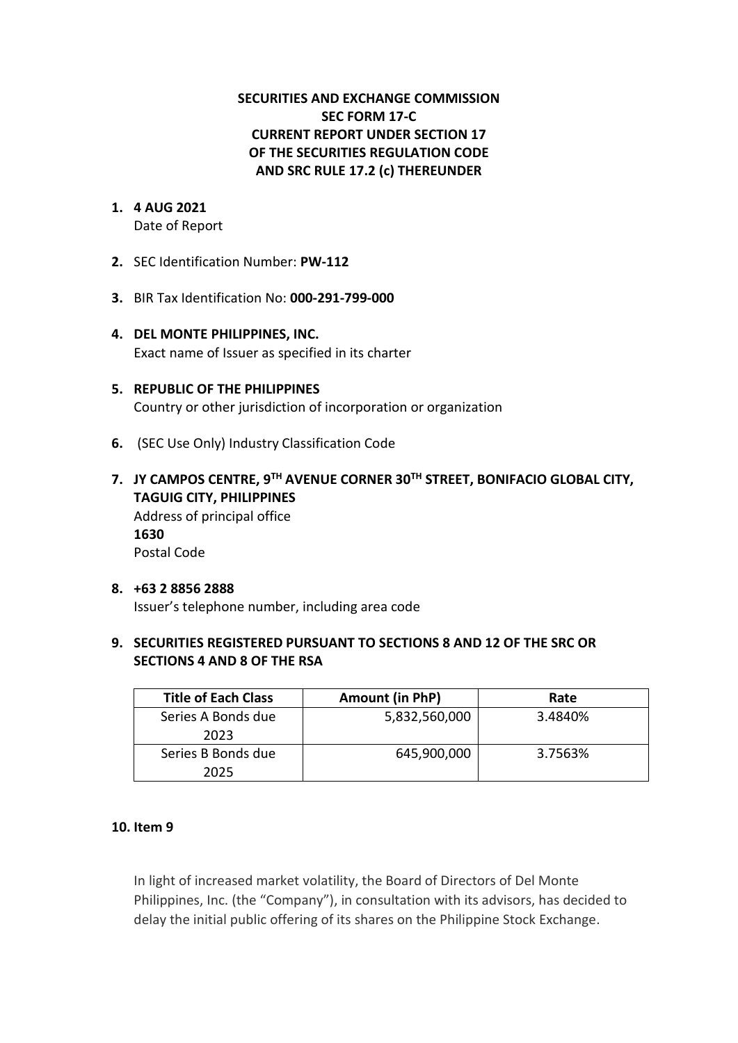**SECURITIES AND EXCHANGE COMMISSION**
**SEC FORM 17-C**
**CURRENT REPORT UNDER SECTION 17**
**OF THE SECURITIES REGULATION CODE**
**AND SRC RULE 17.2 (c) THEREUNDER**

1. **4 AUG 2021**
   Date of Report

2. SEC Identification Number: **PW-112**

3. BIR Tax Identification No: **000-291-799-000**

4. **DEL MONTE PHILIPPINES, INC.**
   Exact name of Issuer as specified in its charter

5. **REPUBLIC OF THE PHILIPPINES**
   Country or other jurisdiction of incorporation or organization

6. (SEC Use Only) Industry Classification Code

7. **JY CAMPOS CENTRE, 9TH AVENUE CORNER 30TH STREET, BONIFACIO GLOBAL CITY, TAGUIG CITY, PHILIPPINES**
   Address of principal office
   **1630**
   Postal Code

8. **+63 2 8856 2888**
   Issuer's telephone number, including area code

9. **SECURITIES REGISTERED PURSUANT TO SECTIONS 8 AND 12 OF THE SRC OR SECTIONS 4 AND 8 OF THE RSA**

| Title of Each Class | Amount (in PhP) | Rate |
|---|---|---|
| Series A Bonds due 2023 | 5,832,560,000 | 3.4840% |
| Series B Bonds due 2025 | 645,900,000 | 3.7563% |

10. **Item 9**

In light of increased market volatility, the Board of Directors of Del Monte Philippines, Inc. (the "Company"), in consultation with its advisors, has decided to delay the initial public offering of its shares on the Philippine Stock Exchange.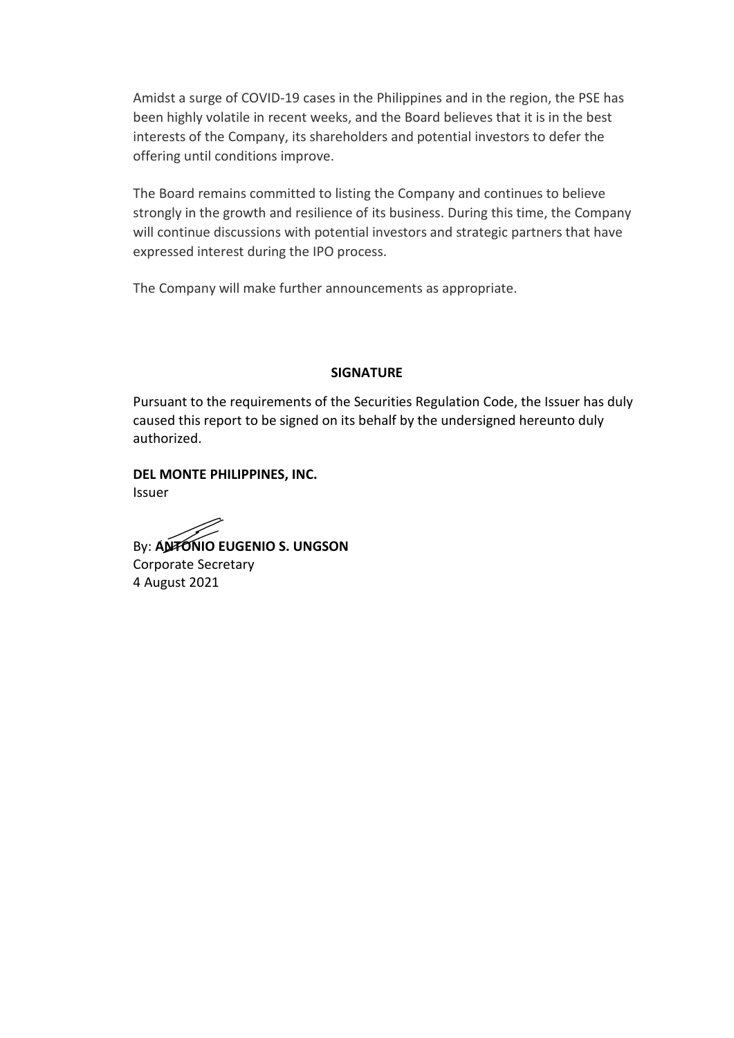Amidst a surge of COVID-19 cases in the Philippines and in the region, the PSE has been highly volatile in recent weeks, and the Board believes that it is in the best interests of the Company, its shareholders and potential investors to defer the offering until conditions improve.

The Board remains committed to listing the Company and continues to believe strongly in the growth and resilience of its business. During this time, the Company will continue discussions with potential investors and strategic partners that have expressed interest during the IPO process.

The Company will make further announcements as appropriate.

**SIGNATURE**

Pursuant to the requirements of the Securities Regulation Code, the Issuer has duly caused this report to be signed on its behalf by the undersigned hereunto duly authorized.

**DEL MONTE PHILIPPINES, INC.**
Issuer

By: **ANTONIO EUGENIO S. UNGSON**
Corporate Secretary
4 August 2021